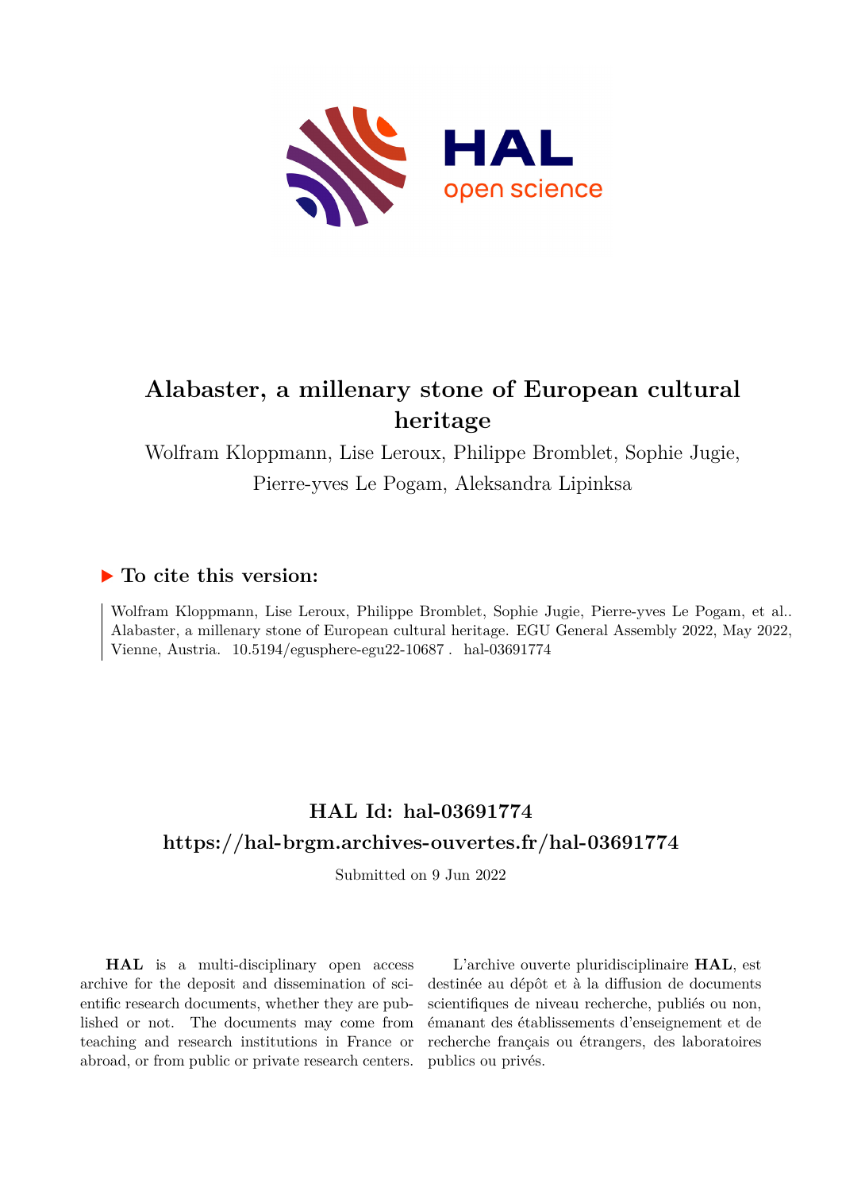# Alabaster, a millenary stone of European cultural heritage

Wolfram Kloppmann, Lise Leroux, Philippe Bromblet, Sophie Jugie, Pierre-yves Le Pogam, Aleksandra Lipinksa

## ▶ To cite this version:

Wolfram Kloppmann, Lise Leroux, Philippe Bromblet, Sophie Jugie, Pierre-yves Le Pogam, et al.. Alabaster, a millenary stone of European cultural heritage. EGU General Assembly 2022, May 2022, Vienne, Austria. 10.5194/egusphere-egu22-10687 . hal-03691774

## HAL Id: hal-03691774

## https://hal-brgm.archives-ouvertes.fr/hal-03691774

Submitted on 9 Jun 2022

**HAL** is a multi-disciplinary open access archive for the deposit and dissemination of scientific research documents, whether they are published or not. The documents may come from teaching and research institutions in France or abroad, or from public or private research centers.

L'archive ouverte pluridisciplinaire **HAL**, est destinée au dépôt et à la diffusion de documents scientifiques de niveau recherche, publiés ou non, émanant des établissements d'enseignement et de recherche français ou étrangers, des laboratoires publics ou privés.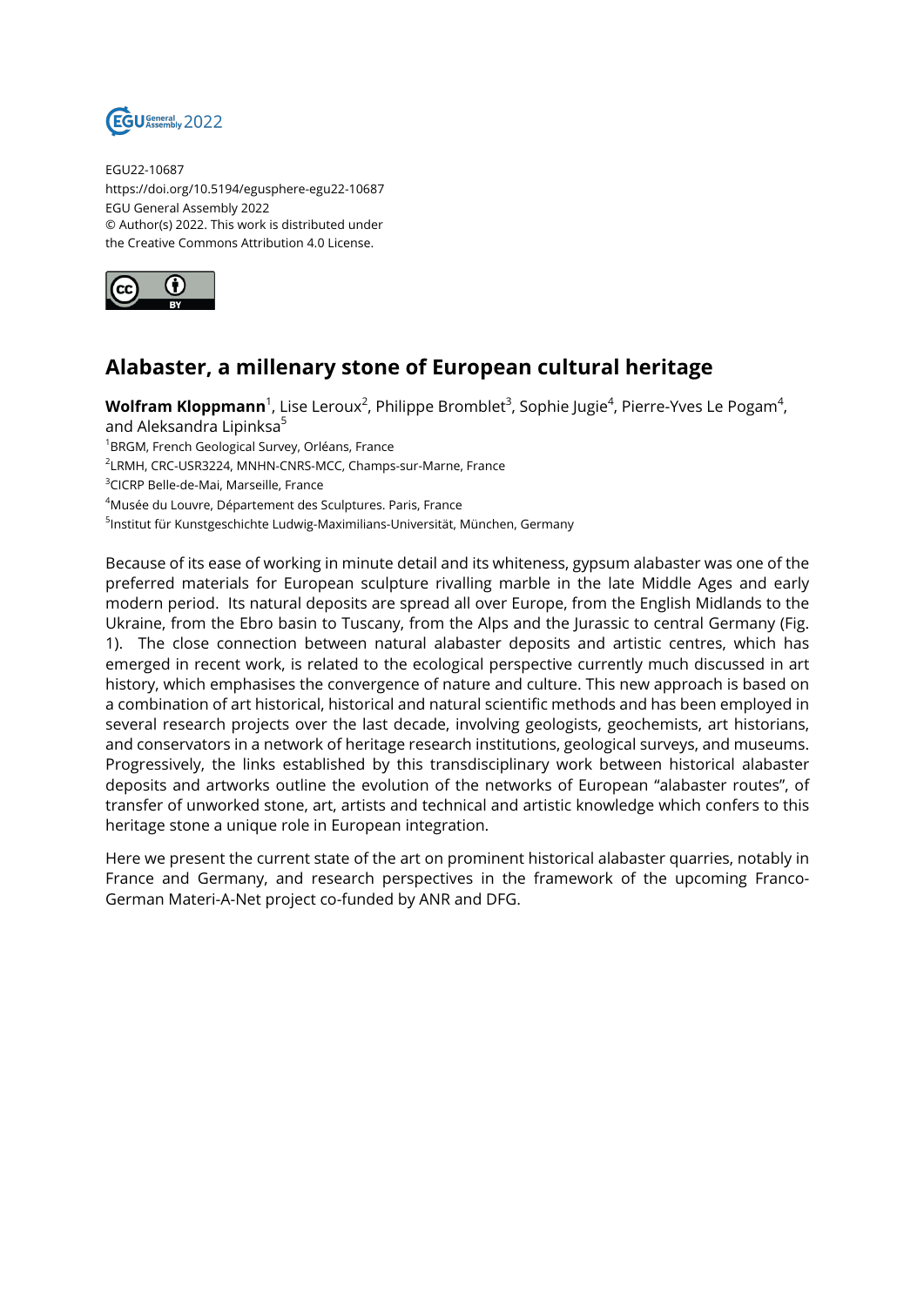EGU22-10687
https://doi.org/10.5194/egusphere-egu22-10687
EGU General Assembly 2022
© Author(s) 2022. This work is distributed under
the Creative Commons Attribution 4.0 License.

# Alabaster, a millenary stone of European cultural heritage

**Wolfram Kloppmann**[1], Lise Leroux[2], Philippe Bromblet[3], Sophie Jugie[4], Pierre-Yves Le Pogam[4], and Aleksandra Lipinksa[5]

[1]BRGM, French Geological Survey, Orléans, France
[2]LRMH, CRC-USR3224, MNHN-CNRS-MCC, Champs-sur-Marne, France
[3]CICRP Belle-de-Mai, Marseille, France
[4]Musée du Louvre, Département des Sculptures. Paris, France
[5]Institut für Kunstgeschichte Ludwig-Maximilians-Universität, München, Germany

Because of its ease of working in minute detail and its whiteness, gypsum alabaster was one of the preferred materials for European sculpture rivalling marble in the late Middle Ages and early modern period. Its natural deposits are spread all over Europe, from the English Midlands to the Ukraine, from the Ebro basin to Tuscany, from the Alps and the Jurassic to central Germany (Fig. 1). The close connection between natural alabaster deposits and artistic centres, which has emerged in recent work, is related to the ecological perspective currently much discussed in art history, which emphasises the convergence of nature and culture. This new approach is based on a combination of art historical, historical and natural scientific methods and has been employed in several research projects over the last decade, involving geologists, geochemists, art historians, and conservators in a network of heritage research institutions, geological surveys, and museums. Progressively, the links established by this transdisciplinary work between historical alabaster deposits and artworks outline the evolution of the networks of European "alabaster routes", of transfer of unworked stone, art, artists and technical and artistic knowledge which confers to this heritage stone a unique role in European integration.

Here we present the current state of the art on prominent historical alabaster quarries, notably in France and Germany, and research perspectives in the framework of the upcoming Franco-German Materi-A-Net project co-funded by ANR and DFG.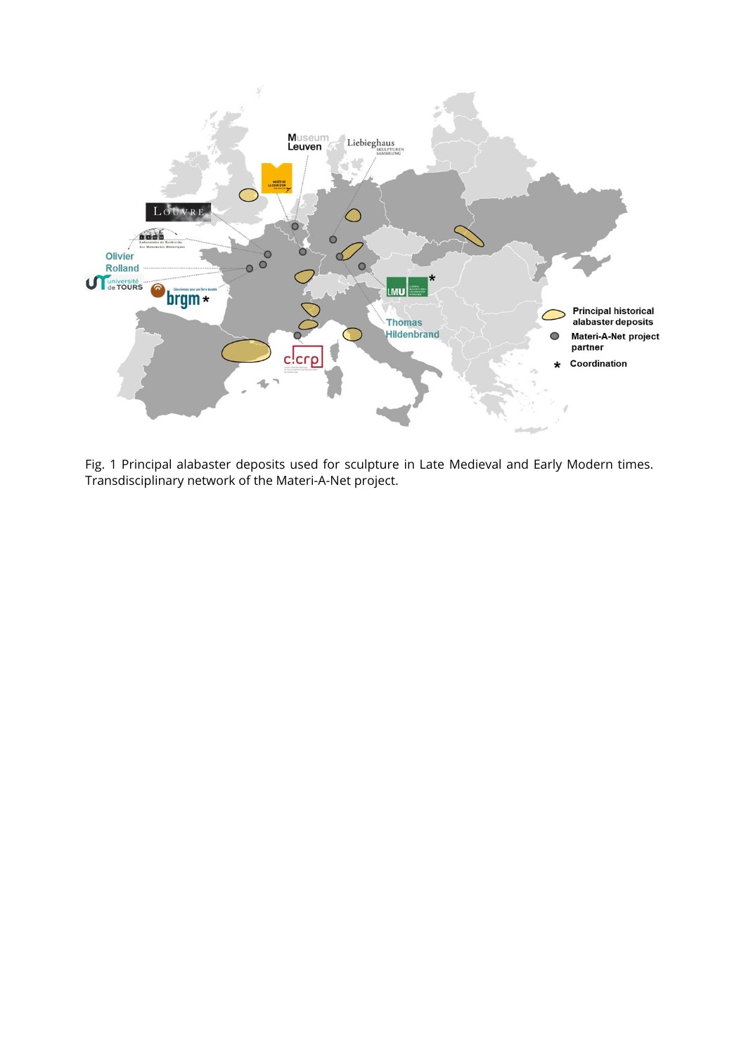Museum Leuven

Liebieghaus SKULPTUREN SAMMLUNG

LOUVRE

Olivier Rolland

université de TOURS

brgm *

LMU *

Thomas Hildenbrand

c:crp

Principal historical alabaster deposits

Materi-A-Net project partner

* Coordination

Fig. 1 Principal alabaster deposits used for sculpture in Late Medieval and Early Modern times. Transdisciplinary network of the Materi-A-Net project.